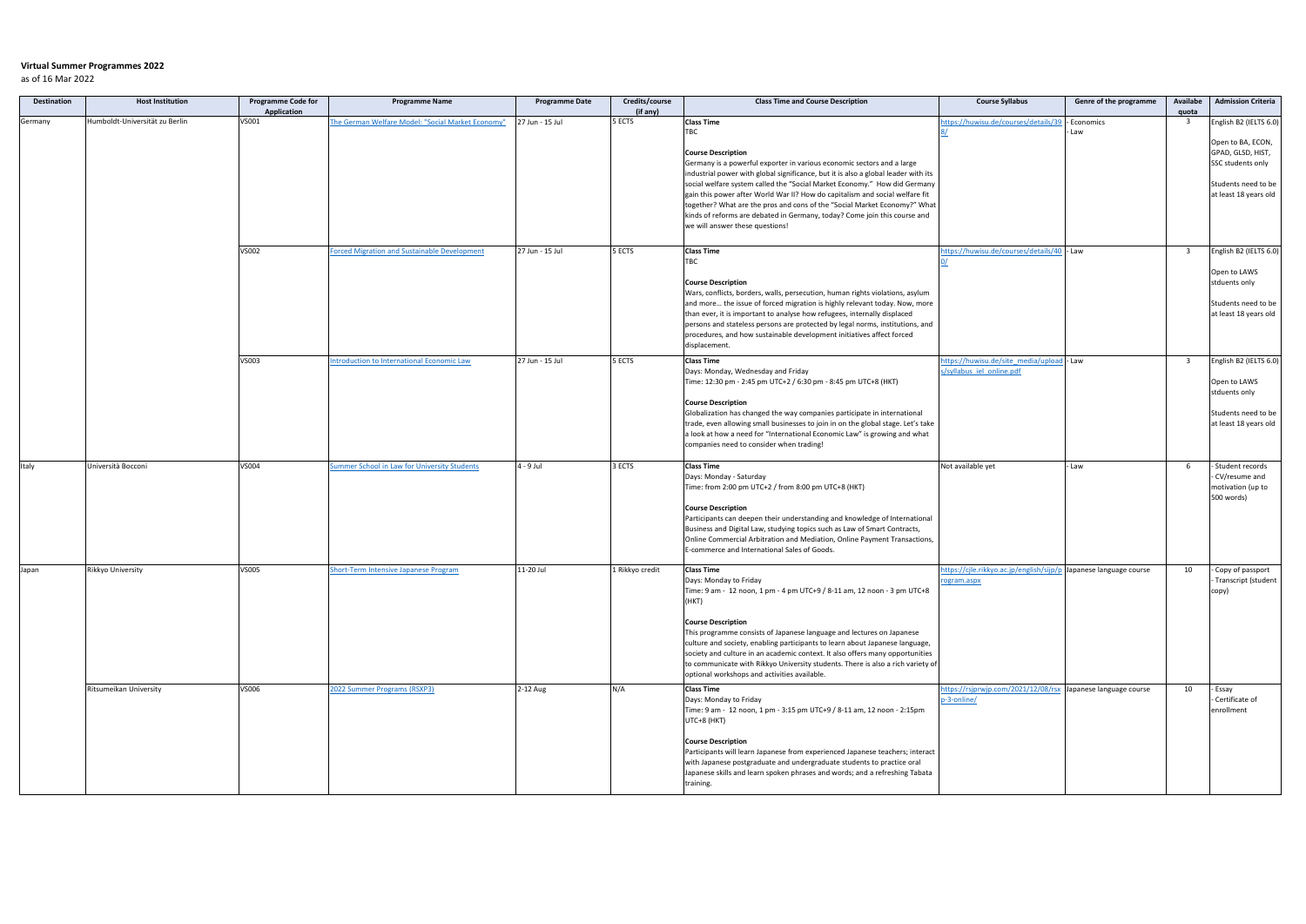**Virtual Summer Programmes 2022**

as of 16 Mar 2022

| Destination | Host Institution | Programme Code for Application | Programme Name | Programme Date | Credits/course (if any) | Class Time and Course Description | Course Syllabus | Genre of the programme | Availabe quota | Admission Criteria |
|---|---|---|---|---|---|---|---|---|---|---|
| Germany | Humboldt-Universität zu Berlin | VS001 | The German Welfare Model: "Social Market Economy" | 27 Jun - 15 Jul | 5 ECTS | **Class Time**<br>TBC<br><br>**Course Description**<br>Germany is a powerful exporter in various economic sectors and a large industrial power with global significance, but it is also a global leader with its social welfare system called the "Social Market Economy." How did Germany gain this power after World War II? How do capitalism and social welfare fit together? What are the pros and cons of the "Social Market Economy?" What kinds of reforms are debated in Germany, today? Come join this course and we will answer these questions! | https://huwisu.de/courses/details/398/ | - Economics<br>- Law | 3 | English B2 (IELTS 6.0)<br><br>Open to BA, ECON, GPAD, GLSD, HIST, SSC students only<br><br>Students need to be at least 18 years old |
| | | VS002 | Forced Migration and Sustainable Development | 27 Jun - 15 Jul | 5 ECTS | **Class Time**<br>TBC<br><br>**Course Description**<br>Wars, conflicts, borders, walls, persecution, human rights violations, asylum and more... the issue of forced migration is highly relevant today. Now, more than ever, it is important to analyse how refugees, internally displaced persons and stateless persons are protected by legal norms, institutions, and procedures, and how sustainable development initiatives affect forced displacement. | https://huwisu.de/courses/details/400/ | - Law | 3 | English B2 (IELTS 6.0)<br><br>Open to LAWS stduents only<br><br>Students need to be at least 18 years old |
| | | VS003 | Introduction to International Economic Law | 27 Jun - 15 Jul | 5 ECTS | **Class Time**<br>Days: Monday, Wednesday and Friday<br>Time: 12:30 pm - 2:45 pm UTC+2 / 6:30 pm - 8:45 pm UTC+8 (HKT)<br><br>**Course Description**<br>Globalization has changed the way companies participate in international trade, even allowing small businesses to join in on the global stage. Let's take a look at how a need for "International Economic Law" is growing and what companies need to consider when trading! | https://huwisu.de/site_media/uploads/syllabus_iel_online.pdf | - Law | 3 | English B2 (IELTS 6.0)<br><br>Open to LAWS stduents only<br><br>Students need to be at least 18 years old |
| Italy | Università Bocconi | VS004 | Summer School in Law for University Students | 4 - 9 Jul | 3 ECTS | **Class Time**<br>Days: Monday - Saturday<br>Time: from 2:00 pm UTC+2 / from 8:00 pm UTC+8 (HKT)<br><br>**Course Description**<br>Participants can deepen their understanding and knowledge of International Business and Digital Law, studying topics such as Law of Smart Contracts, Online Commercial Arbitration and Mediation, Online Payment Transactions, E-commerce and International Sales of Goods. | Not available yet | - Law | 6 | - Student records<br>- CV/resume and motivation (up to 500 words) |
| Japan | Rikkyo University | VS005 | Short-Term Intensive Japanese Program | 11-20 Jul | 1 Rikkyo credit | **Class Time**<br>Days: Monday to Friday<br>Time: 9 am - 12 noon, 1 pm - 4 pm UTC+9 / 8-11 am, 12 noon - 3 pm UTC+8 (HKT)<br><br>**Course Description**<br>This programme consists of Japanese language and lectures on Japanese culture and society, enabling participants to learn about Japanese language, society and culture in an academic context. It also offers many opportunities to communicate with Rikkyo University students. There is also a rich variety of optional workshops and activities available. | https://cjle.rikkyo.ac.jp/english/sijp/program.aspx | Japanese language course | 10 | - Copy of passport<br>- Transcript (student copy) |
| | Ritsumeikan University | VS006 | 2022 Summer Programs (RSXP3) | 2-12 Aug | N/A | **Class Time**<br>Days: Monday to Friday<br>Time: 9 am - 12 noon, 1 pm - 3:15 pm UTC+9 / 8-11 am, 12 noon - 2:15pm UTC+8 (HKT)<br><br>**Course Description**<br>Participants will learn Japanese from experienced Japanese teachers; interact with Japanese postgraduate and undergraduate students to practice oral Japanese skills and learn spoken phrases and goods; and a refreshing Tabata training. | https://rsjprwjp.com/2021/12/08/rsxp-3-online/ | Japanese language course | 10 | - Essay<br>- Certificate of enrollment |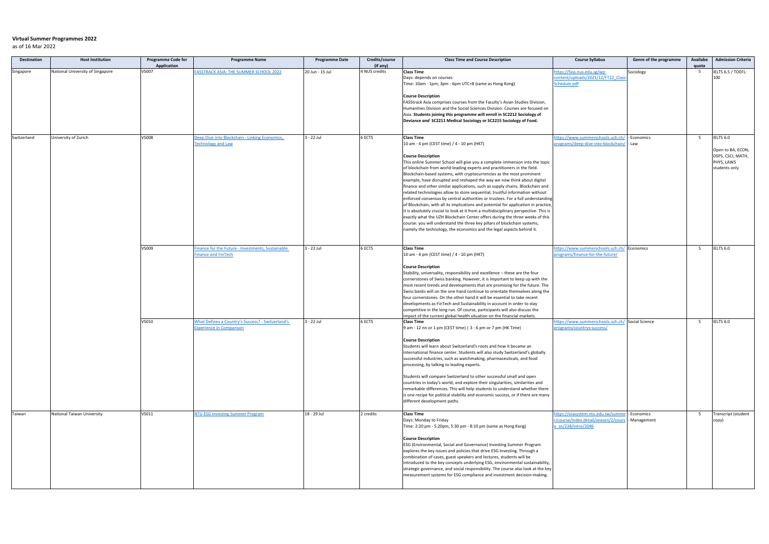**Virtual Summer Programmes 2022**

as of 16 Mar 2022

| Destination | Host Institution | Programme Code for Application | Programme Name | Programme Date | Credits/course (if any) | Class Time and Course Description | Course Syllabus | Genre of the programme | Availabe quota | Admission Criteria |
|---|---|---|---|---|---|---|---|---|---|---|
| Singapore | National University of Singapore | VS007 | FASSTRACK ASIA: THE SUMMER SCHOOL 2022 | 20 Jun - 15 Jul | 4 NUS credits | **Class Time**<br>Days: depends on courses<br>Time: 10am - 1pm; 3pm - 6pm UTC+8 (same as Hong Kong)<br><br>**Course Description**<br>FASStrack Asia comprises courses from the Faculty's Asian Studies Division, Humanities Division and the Social Sciences Division. Courses are focused on Asia. **Students joining this programme will enroll in SC2212 Sociology of Deviance *and* SC2211 Medical Sociology or SC2215 Sociology of Food.** | https://fass.nus.edu.sg/wp-content/uploads/2021/12/FT22_Class-Schedule.pdf | Sociology | 5 | IELTS 6.5 / TOEFL: 100 |
| Switzerland | University of Zurich | VS008 | Deep Dive into Blockchain - Linking Economics, Technology and Law | 3 - 22 Jul | 6 ECTS | **Class Time**<br>10 am - 4 pm (CEST time) / 4 - 10 pm (HKT)<br><br>**Course Description**<br>This online Summer School will give you a complete immersion into the topic of blockchain from world-leading experts and practitioners in the field. Blockchain-based systems, with cryptocurrencies as the most prominent example, have disrupted and reshaped the way we now think about digital finance and other similar applications, such as supply chains. Blockchain and related technologies allow to store sequential, trustful information without enforced consensus by central authorities or trustees. For a full understanding of Blockchain, with all its implications and potential for application in practice, it is absolutely crucial to look at it from a multidisciplinary perspective. This is exactly what the UZH Blockchain Center offers during the three weeks of this course: you will understand the three key pillars of blockchain systems, namely the technology, the economics and the legal aspects behind it. | https://www.summerschools.uzh.ch/programs/deep-dive-into-blockchain/ | - Economics<br>- Law | 5 | IELTS 6.0<br><br>Open to BA, ECON, DSPS, CSCI, MATH, PHYS, LAWS students only |
| | | VS009 | Finance for the Future - Investments, Sustainable Finance and FinTech | 3 - 22 Jul | 6 ECTS | **Class Time**<br>10 am - 4 pm (CEST time) / 4 - 10 pm (HKT)<br><br>**Course Description**<br>Stability, universality, responsibility and excellence – these are the four cornerstones of Swiss banking. However, it is important to keep up with the most recent trends and developments that are promising for the future. The Swiss banks will on the one hand continue to orientate themselves along the four cornerstones. On the other hand it will be essential to take recent developments as FinTech and Sustainability in account in order to stay competitive in the long run. Of course, participants will also discuss the impact of the current global health situation on the financial markets. | https://www.summerschools.uzh.ch/programs/finance-for-the-future/ | Economics | 5 | IELTS 6.0 |
| | | VS010 | What Defines a Country's Success? - Switzerland's Experience in Comparison | 3 - 22 Jul | 6 ECTS | **Class Time**<br>9 am - 12 nn or 1 pm (CEST time) \| 3 - 6 pm or 7 pm (HK Time)<br><br>**Course Description**<br>Students will learn about Switzerland's roots and how it became an international finance center. Students will also study Switzerland's globally successful industries, such as watchmaking, pharmaceuticals, and food processing, by talking to leading experts.<br><br>Students will compare Switzerland to other successful small and open countries in today's world, and explore their singularities, similarities and remarkable differences. This will help students to understand whether there is one recipe for political stability and economic success, or if there are many different development paths. | https://www.summerschools.uzh.ch/programs/countrys-success/ | Social Science | 5 | IELTS 6.0 |
| Taiwan | National Taiwan University | VS011 | NTU ESG Investing Summer Program | 18 - 29 Jul | 2 credits | **Class Time**<br>Days: Monday to Friday<br>Time: 2:20 pm - 5:20pm, 5:30 pm - 8:10 pm (same as Hong Kong)<br><br>**Course Description**<br>ESG (Environmental, Social and Governance) Investing Summer Program explores the key issues and policies that drive ESG Investing. Through a combination of cases, guest speakers and lectures, students will be introduced to the key concepts underlying ESG, environmental sustainability, strategic governance, and social responsibility. The course also look at the key measurement systems for ESG compliance and investment decision-making. | https://oiasystem.ntu.edu.tw/summer/course/index.detail/season/2/course_sn/238/intro/2046 | - Economics<br>- Management | 5 | Transcript (student copy) |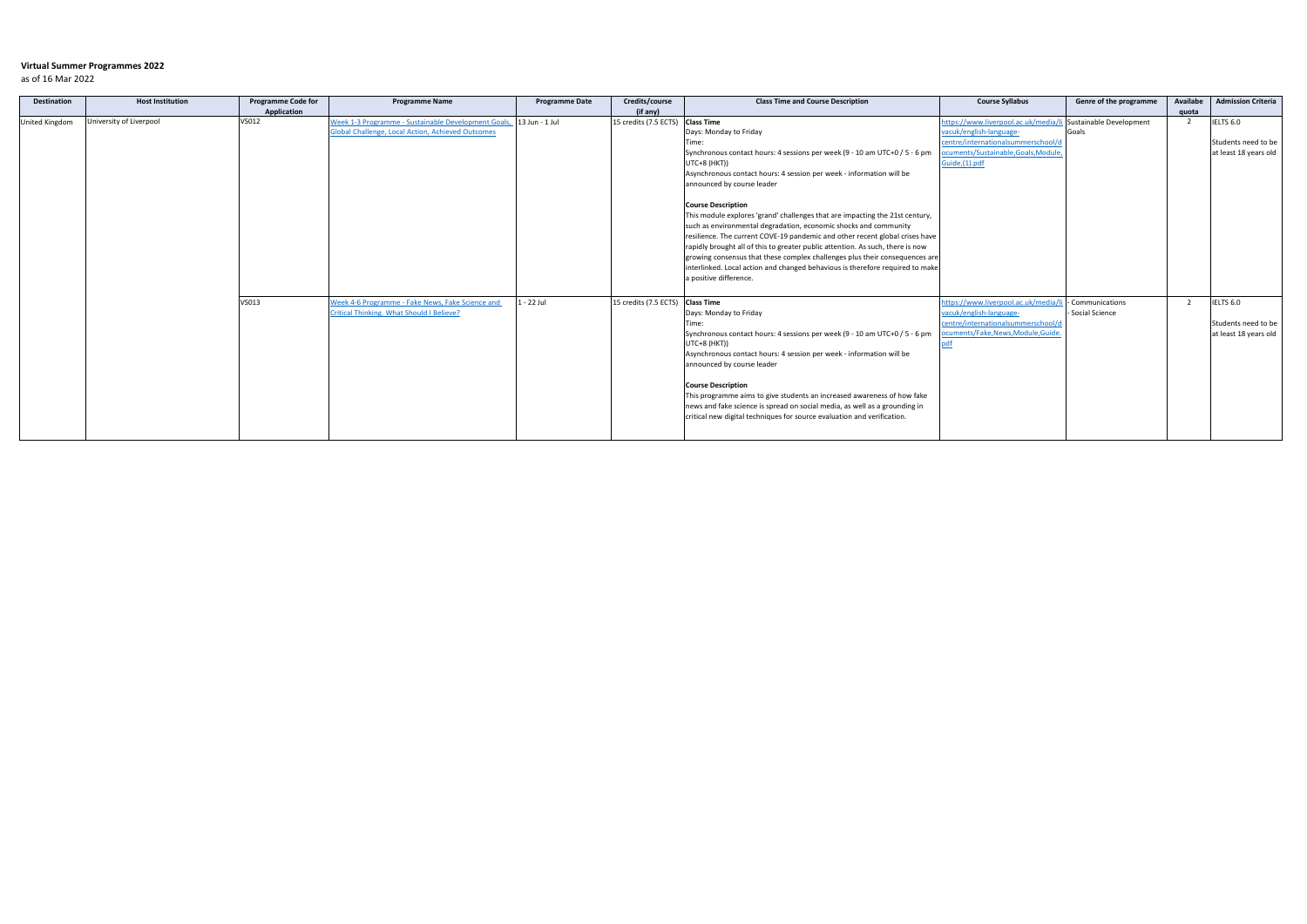**Virtual Summer Programmes 2022**
as of 16 Mar 2022

| Destination | Host Institution | Programme Code for Application | Programme Name | Programme Date | Credits/course (if any) | Class Time and Course Description | Course Syllabus | Genre of the programme | Availabe quota | Admission Criteria |
|---|---|---|---|---|---|---|---|---|---|---|
| United Kingdom | University of Liverpool | VS012 | Week 1-3 Programme - Sustainable Development Goals, Global Challenge, Local Action, Achieved Outcomes | 13 Jun - 1 Jul | 15 credits (7.5 ECTS) | **Class Time**<br>Days: Monday to Friday<br>Time:<br>Synchronous contact hours: 4 sessions per week (9 - 10 am UTC+0 / 5 - 6 pm UTC+8 (HKT))<br>Asynchronous contact hours: 4 session per week - information will be announced by course leader<br><br>**Course Description**<br>This module explores 'grand' challenges that are impacting the 21st century, such as environmental degradation, economic shocks and community resilience. The current COVE-19 pandemic and other recent global crises have rapidly brought all of this to greater public attention. As such, there is now growing consensus that these complex challenges plus their consequences are interlinked. Local action and changed behavious is therefore required to make a positive difference. | https://www.liverpool.ac.uk/media/livacuk/english-language-centre/internationalsummerschool/documents/Sustainable,Goals,Module,Guide,(1).pdf | Sustainable Development Goals | 2 | IELTS 6.0<br><br>Students need to be at least 18 years old |
| | | VS013 | Week 4-6 Programme - Fake News, Fake Science and Critical Thinking. What Should I Believe? | 1 - 22 Jul | 15 credits (7.5 ECTS) | **Class Time**<br>Days: Monday to Friday<br>Time:<br>Synchronous contact hours: 4 sessions per week (9 - 10 am UTC+0 / 5 - 6 pm UTC+8 (HKT))<br>Asynchronous contact hours: 4 session per week - information will be announced by course leader<br><br>**Course Description**<br>This programme aims to give students an increased awareness of how fake news and fake science is spread on social media, as well as a grounding in critical new digital techniques for source evaluation and verification. | https://www.liverpool.ac.uk/media/livacuk/english-language-centre/internationalsummerschool/documents/Fake,News,Module,Guide.pdf | - Communications<br>- Social Science | 2 | IELTS 6.0<br><br>Students need to be at least 18 years old |